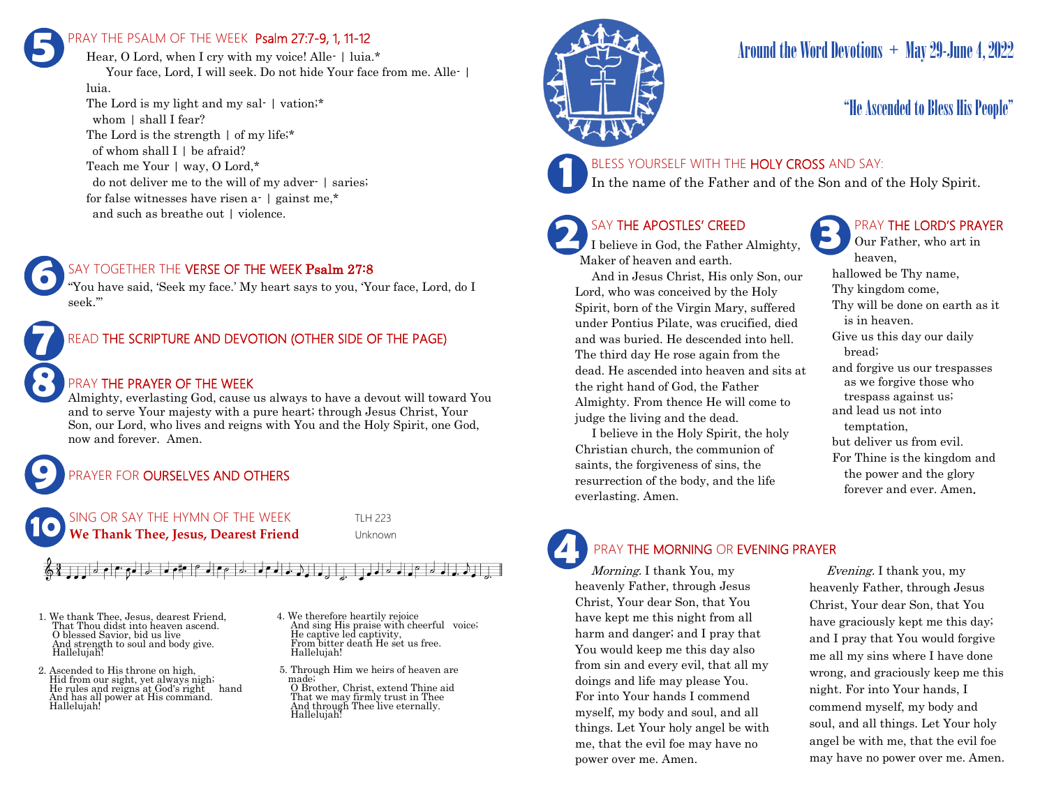# Around the Word Devotions + May 29-June 4, 2022

## "He Ascended to Bless His People"

### 1 BLESS YOURSELF WITH THE HOLY CROSS AND SAY:

In the name of the Father and of the Son and of the Holy Spirit.

### 2 SAY THE APOSTLES' CREED

I believe in God, the Father Almighty, Maker of heaven and earth.

And in Jesus Christ, His only Son, our Lord, who was conceived by the Holy Spirit, born of the Virgin Mary, suffered under Pontius Pilate, was crucified, died and was buried. He descended into hell. The third day He rose again from the dead. He ascended into heaven and sits at the right hand of God, the Father Almighty. From thence He will come to judge the living and the dead.

I believe in the Holy Spirit, the holy Christian church, the communion of saints, the forgiveness of sins, the resurrection of the body, and the life everlasting. Amen.

### 3 PRAY THE LORD'S PRAYER

Our Father, who art in heaven,
hallowed be Thy name,
Thy kingdom come,
Thy will be done on earth as it is in heaven.
Give us this day our daily bread;
and forgive us our trespasses as we forgive those who trespass against us;
and lead us not into temptation,
but deliver us from evil.
For Thine is the kingdom and the power and the glory forever and ever. Amen.

### 4 PRAY THE MORNING OR EVENING PRAYER

*Morning.* I thank You, my heavenly Father, through Jesus Christ, Your dear Son, that You have kept me this night from all harm and danger; and I pray that You would keep me this day also from sin and every evil, that all my doings and life may please You. For into Your hands I commend myself, my body and soul, and all things. Let Your holy angel be with me, that the evil foe may have no power over me. Amen.

*Evening.* I thank you, my heavenly Father, through Jesus Christ, Your dear Son, that You have graciously kept me this day; and I pray that You would forgive me all my sins where I have done wrong, and graciously keep me this night. For into Your hands, I commend myself, my body and soul, and all things. Let Your holy angel be with me, that the evil foe may have no power over me. Amen.

### 5 PRAY THE PSALM OF THE WEEK Psalm 27:7-9, 1, 11-12

Hear, O Lord, when I cry with my voice! Alle- | luia.*
Your face, Lord, I will seek. Do not hide Your face from me. Alle- | luia.
The Lord is my light and my sal- | vation;*
whom | shall I fear?
The Lord is the strength | of my life;*
of whom shall I | be afraid?
Teach me Your | way, O Lord,*
do not deliver me to the will of my adver- | saries;
for false witnesses have risen a- | gainst me,*
and such as breathe out | violence.

### 6 SAY TOGETHER THE VERSE OF THE WEEK Psalm 27:8

"You have said, 'Seek my face.' My heart says to you, 'Your face, Lord, do I seek.'"

### 7 READ THE SCRIPTURE AND DEVOTION (OTHER SIDE OF THE PAGE)

### 8 PRAY THE PRAYER OF THE WEEK

Almighty, everlasting God, cause us always to have a devout will toward You and to serve Your majesty with a pure heart; through Jesus Christ, Your Son, our Lord, who lives and reigns with You and the Holy Spirit, one God, now and forever. Amen.

### 9 PRAYER FOR OURSELVES AND OTHERS

### 10 SING OR SAY THE HYMN OF THE WEEK

TLH 223

**We Thank Thee, Jesus, Dearest Friend**

Unknown

1. We thank Thee, Jesus, dearest Friend,
That Thou didst into heaven ascend.
O blessed Savior, bid us live
And strength to soul and body give.
Hallelujah!

2. Ascended to His throne on high,
Hid from our sight, yet always nigh;
He rules and reigns at God's right hand
And has all power at His command.
Hallelujah!

4. We therefore heartily rejoice
And sing His praise with cheerful voice;
He captive led captivity,
From bitter death He set us free.
Hallelujah!

5. Through Him we heirs of heaven are made;
O Brother, Christ, extend Thine aid
That we may firmly trust in Thee
And through Thee live eternally.
Hallelujah!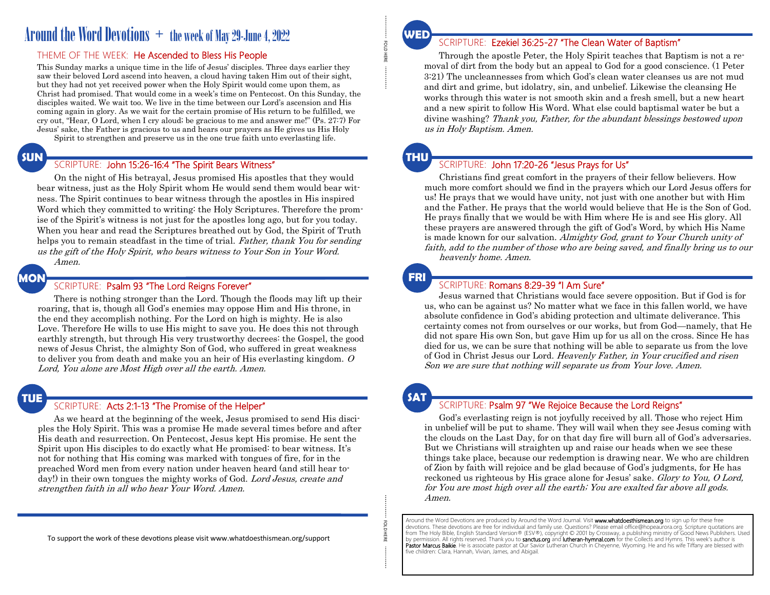# Around the Word Devotions + the week of May 29-June 4, 2022

## THEME OF THE WEEK: He Ascended to Bless His People

This Sunday marks a unique time in the life of Jesus' disciples. Three days earlier they saw their beloved Lord ascend into heaven, a cloud having taken Him out of their sight, but they had not yet received power when the Holy Spirit would come upon them, as Christ had promised. That would come in a week's time on Pentecost. On this Sunday, the disciples waited. We wait too. We live in the time between our Lord's ascension and His coming again in glory. As we wait for the certain promise of His return to be fulfilled, we cry out, "Hear, O Lord, when I cry aloud; be gracious to me and answer me!" (Ps. 27:7) For Jesus' sake, the Father is gracious to us and hears our prayers as He gives us His Holy Spirit to strengthen and preserve us in the one true faith unto everlasting life.

## SUN

### SCRIPTURE: John 15:26-16:4 "The Spirit Bears Witness"

On the night of His betrayal, Jesus promised His apostles that they would bear witness, just as the Holy Spirit whom He would send them would bear witness. The Spirit continues to bear witness through the apostles in His inspired Word which they committed to writing: the Holy Scriptures. Therefore the promise of the Spirit's witness is not just for the apostles long ago, but for you today. When you hear and read the Scriptures breathed out by God, the Spirit of Truth helps you to remain steadfast in the time of trial. *Father, thank You for sending us the gift of the Holy Spirit, who bears witness to Your Son in Your Word. Amen.*

## MON

### SCRIPTURE: Psalm 93 "The Lord Reigns Forever"

There is nothing stronger than the Lord. Though the floods may lift up their roaring, that is, though all God's enemies may oppose Him and His throne, in the end they accomplish nothing. For the Lord on high is mighty. He is also Love. Therefore He wills to use His might to save you. He does this not through earthly strength, but through His very trustworthy decrees: the Gospel, the good news of Jesus Christ, the almighty Son of God, who suffered in great weakness to deliver you from death and make you an heir of His everlasting kingdom. *O Lord, You alone are Most High over all the earth. Amen.*

## TUE

### SCRIPTURE: Acts 2:1-13 "The Promise of the Helper"

As we heard at the beginning of the week, Jesus promised to send His disciples the Holy Spirit. This was a promise He made several times before and after His death and resurrection. On Pentecost, Jesus kept His promise. He sent the Spirit upon His disciples to do exactly what He promised: to bear witness. It's not for nothing that His coming was marked with tongues of fire, for in the preached Word men from every nation under heaven heard (and still hear today!) in their own tongues the mighty works of God. *Lord Jesus, create and strengthen faith in all who hear Your Word. Amen.*

To support the work of these devotions please visit www.whatdoesthismean.org/support

## WED

### SCRIPTURE: Ezekiel 36:25-27 "The Clean Water of Baptism"

Through the apostle Peter, the Holy Spirit teaches that Baptism is not a removal of dirt from the body but an appeal to God for a good conscience. (1 Peter 3:21) The uncleannesses from which God's clean water cleanses us are not mud and dirt and grime, but idolatry, sin, and unbelief. Likewise the cleansing He works through this water is not smooth skin and a fresh smell, but a new heart and a new spirit to follow His Word. What else could baptismal water be but a divine washing? *Thank you, Father, for the abundant blessings bestowed upon us in Holy Baptism. Amen.*

## THU

### SCRIPTURE: John 17:20-26 "Jesus Prays for Us"

Christians find great comfort in the prayers of their fellow believers. How much more comfort should we find in the prayers which our Lord Jesus offers for us! He prays that we would have unity, not just with one another but with Him and the Father. He prays that the world would believe that He is the Son of God. He prays finally that we would be with Him where He is and see His glory. All these prayers are answered through the gift of God's Word, by which His Name is made known for our salvation. *Almighty God, grant to Your Church unity of faith, add to the number of those who are being saved, and finally bring us to our heavenly home. Amen.*

## FRI

### SCRIPTURE: Romans 8:29-39 "I Am Sure"

Jesus warned that Christians would face severe opposition. But if God is for us, who can be against us? No matter what we face in this fallen world, we have absolute confidence in God's abiding protection and ultimate deliverance. This certainty comes not from ourselves or our works, but from God—namely, that He did not spare His own Son, but gave Him up for us all on the cross. Since He has died for us, we can be sure that nothing will be able to separate us from the love of God in Christ Jesus our Lord. *Heavenly Father, in Your crucified and risen Son we are sure that nothing will separate us from Your love. Amen.*

## SAT

### SCRIPTURE: Psalm 97 "We Rejoice Because the Lord Reigns"

God's everlasting reign is not joyfully received by all. Those who reject Him in unbelief will be put to shame. They will wail when they see Jesus coming with the clouds on the Last Day, for on that day fire will burn all of God's adversaries. But we Christians will straighten up and raise our heads when we see these things take place, because our redemption is drawing near. We who are children of Zion by faith will rejoice and be glad because of God's judgments, for He has reckoned us righteous by His grace alone for Jesus' sake. *Glory to You, O Lord, for You are most high over all the earth; You are exalted far above all gods. Amen.*

Around the Word Devotions are produced by Around the Word Journal. Visit **www.whatdoesthismean.org** to sign up for these free devotions. These devotions are free for individual and family use. Questions? Please email office@hopeaurora.org. Scripture quotations are from The Holy Bible, English Standard Version® (ESV®), copyright © 2001 by Crossway, a publishing ministry of Good News Publishers. Used by permission. All rights reserved. Thank you to **sanctus.org** and **lutheran-hymnal.com** for the Collects and Hymns. This week's author is **Pastor Marcus Baikie**. He is associate pastor at Our Savior Lutheran Church in Cheyenne, Wyoming. He and his wife Tiffany are blessed with five children: Clara, Hannah, Vivian, James, and Abigail.